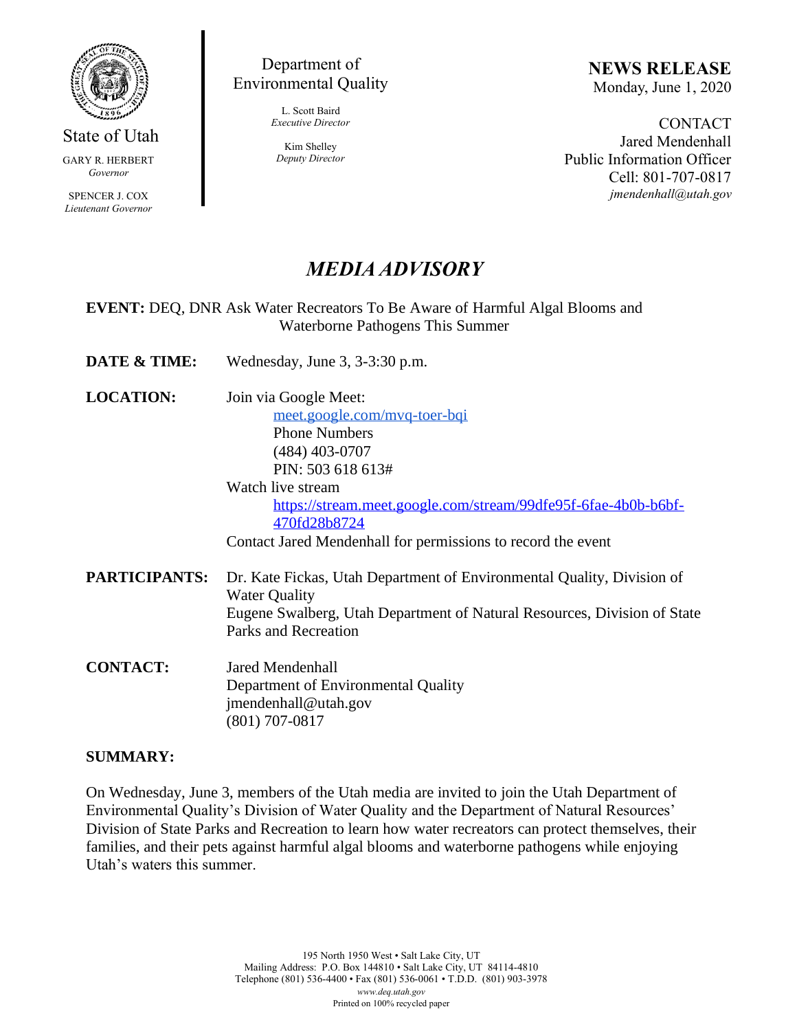State of Utah

GARY R. HERBERT
*Governor*

SPENCER J. COX
*Lieutenant Governor*

Department of Environmental Quality

L. Scott Baird
*Executive Director*

Kim Shelley
*Deputy Director*

**NEWS RELEASE**
Monday, June 1, 2020

CONTACT
Jared Mendenhall
Public Information Officer
Cell: 801-707-0817
*jmendenhall@utah.gov*

# *MEDIA ADVISORY*

**EVENT:** DEQ, DNR Ask Water Recreators To Be Aware of Harmful Algal Blooms and Waterborne Pathogens This Summer

**DATE & TIME:** Wednesday, June 3, 3-3:30 p.m.

**LOCATION:** Join via Google Meet:
meet.google.com/mvq-toer-bqi
Phone Numbers
(484) 403-0707
PIN: 503 618 613#
Watch live stream
https://stream.meet.google.com/stream/99dfe95f-6fae-4b0b-b6bf-470fd28b8724
Contact Jared Mendenhall for permissions to record the event

**PARTICIPANTS:** Dr. Kate Fickas, Utah Department of Environmental Quality, Division of Water Quality
Eugene Swalberg, Utah Department of Natural Resources, Division of State Parks and Recreation

**CONTACT:** Jared Mendenhall
Department of Environmental Quality
jmendenhall@utah.gov
(801) 707-0817

**SUMMARY:**

On Wednesday, June 3, members of the Utah media are invited to join the Utah Department of Environmental Quality's Division of Water Quality and the Department of Natural Resources' Division of State Parks and Recreation to learn how water recreators can protect themselves, their families, and their pets against harmful algal blooms and waterborne pathogens while enjoying Utah's waters this summer.

195 North 1950 West • Salt Lake City, UT
Mailing Address: P.O. Box 144810 • Salt Lake City, UT 84114-4810
Telephone (801) 536-4400 • Fax (801) 536-0061 • T.D.D. (801) 903-3978
*www.deq.utah.gov*
Printed on 100% recycled paper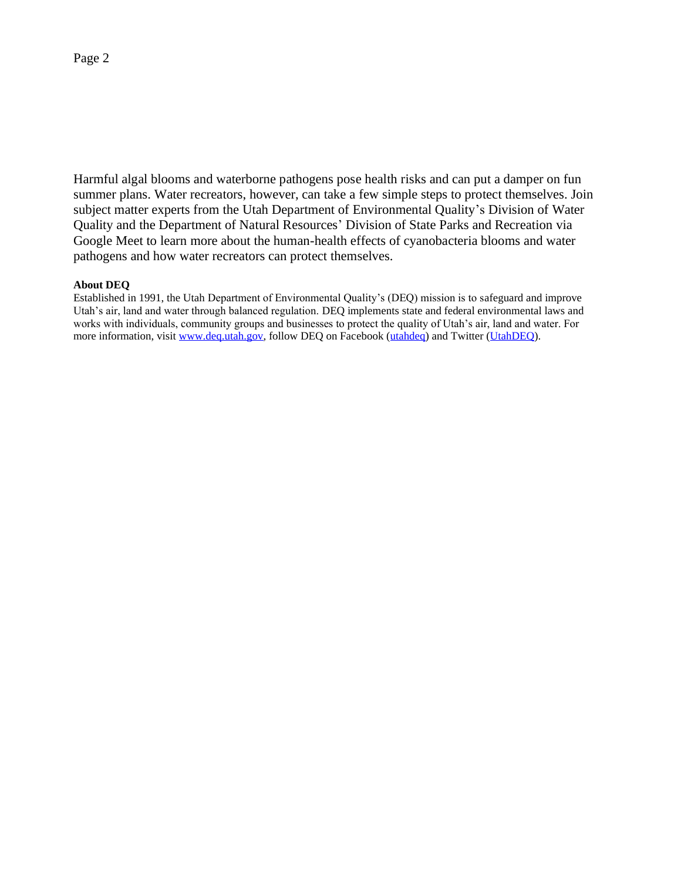Harmful algal blooms and waterborne pathogens pose health risks and can put a damper on fun summer plans. Water recreators, however, can take a few simple steps to protect themselves. Join subject matter experts from the Utah Department of Environmental Quality's Division of Water Quality and the Department of Natural Resources' Division of State Parks and Recreation via Google Meet to learn more about the human-health effects of cyanobacteria blooms and water pathogens and how water recreators can protect themselves.

**About DEQ**

Established in 1991, the Utah Department of Environmental Quality's (DEQ) mission is to safeguard and improve Utah's air, land and water through balanced regulation. DEQ implements state and federal environmental laws and works with individuals, community groups and businesses to protect the quality of Utah's air, land and water. For more information, visit www.deq.utah.gov, follow DEQ on Facebook (utahdeq) and Twitter (UtahDEQ).